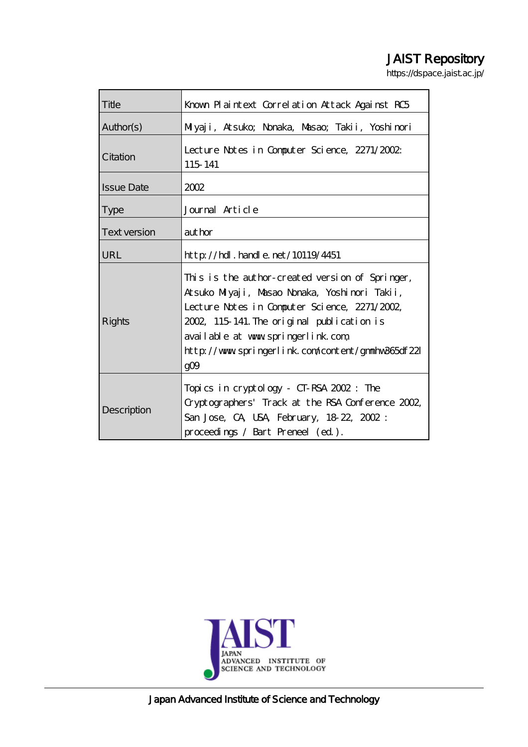# JAIST Repository

https://dspace.jaist.ac.jp/

| Title | Known Plaintext Correlation Attack Against RC5 |
| --- | --- |
| Author(s) | Miyaji, Atsuko; Nonaka, Masao; Takii, Yoshinori |
| Citation | Lecture Notes in Computer Science, 2271/2002: 115-141 |
| Issue Date | 2002 |
| Type | Journal Article |
| Text version | author |
| URL | http://hdl.handle.net/10119/4451 |
| Rights | This is the author-created version of Springer, Atsuko Miyaji, Masao Nonaka, Yoshinori Takii, Lecture Notes in Computer Science, 2271/2002, 2002, 115-141. The original publication is available at www.springerlink.com, http://www.springerlink.com/content/gmmhw365df22lg09 |
| Description | Topics in cryptology - CT-RSA 2002 : The Cryptographers' Track at the RSA Conference 2002, San Jose, CA, USA, February, 18-22, 2002 : proceedings / Bart Preneel (ed.). |

JAPAN ADVANCED INSTITUTE OF SCIENCE AND TECHNOLOGY

Japan Advanced Institute of Science and Technology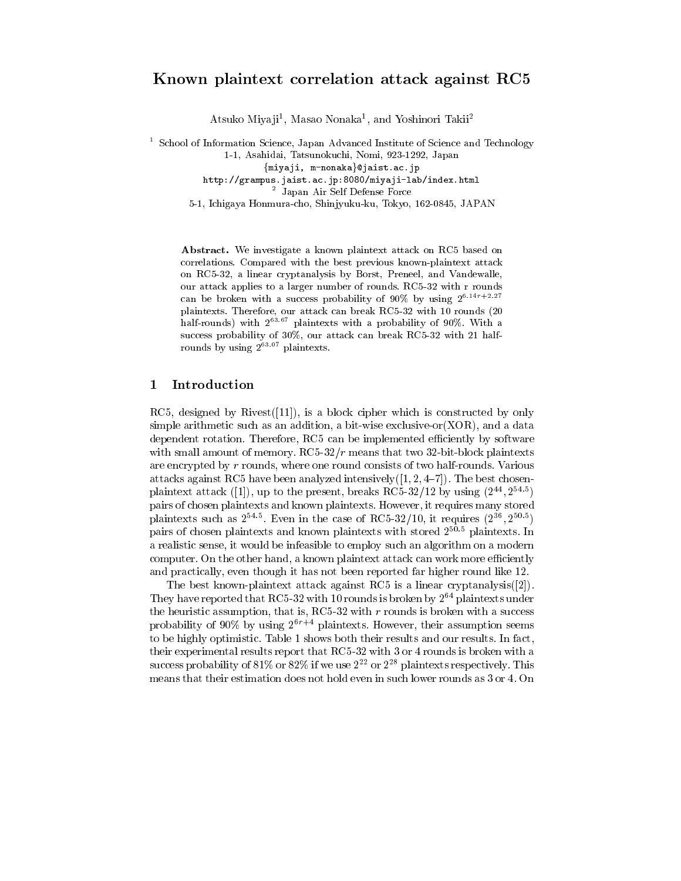# Known plaintext correlation attack against RC5

Atsuko Miyaji[1], Masao Nonaka[1], and Yoshinori Takii[2]

[1] School of Information Science, Japan Advanced Institute of Science and Technology
1-1, Asahidai, Tatsunokuchi, Nomi, 923-1292, Japan
{miyaji, m-nonaka}@jaist.ac.jp
http://grampus.jaist.ac.jp:8080/miyaji-lab/index.html
[2] Japan Air Self Defense Force
5-1, Ichigaya Honmura-cho, Shinjyuku-ku, Tokyo, 162-0845, JAPAN

**Abstract.** We investigate a known plaintext attack on RC5 based on correlations. Compared with the best previous known-plaintext attack on RC5-32, a linear cryptanalysis by Borst, Preneel, and Vandewalle, our attack applies to a larger number of rounds. RC5-32 with r rounds can be broken with a success probability of 90% by using $2^{6.14r+2.27}$ plaintexts. Therefore, our attack can break RC5-32 with 10 rounds (20 half-rounds) with $2^{63.67}$ plaintexts with a probability of 90%. With a success probability of 30%, our attack can break RC5-32 with 21 half-rounds by using $2^{63.07}$ plaintexts.

## 1 Introduction

RC5, designed by Rivest([11]), is a block cipher which is constructed by only simple arithmetic such as an addition, a bit-wise exclusive-or(XOR), and a data dependent rotation. Therefore, RC5 can be implemented efficiently by software with small amount of memory. RC5-32/$r$ means that two 32-bit-block plaintexts are encrypted by $r$ rounds, where one round consists of two half-rounds. Various attacks against RC5 have been analyzed intensively([1, 2, 4–7]). The best chosen-plaintext attack ([1]), up to the present, breaks RC5-32/12 by using $(2^{44}, 2^{54.5})$ pairs of chosen plaintexts and known plaintexts. However, it requires many stored plaintexts such as $2^{54.5}$. Even in the case of RC5-32/10, it requires $(2^{36}, 2^{50.5})$ pairs of chosen plaintexts and known plaintexts with stored $2^{50.5}$ plaintexts. In a realistic sense, it would be infeasible to employ such an algorithm on a modern computer. On the other hand, a known plaintext attack can work more efficiently and practically, even though it has not been reported far higher round like 12.

The best known-plaintext attack against RC5 is a linear cryptanalysis([2]). They have reported that RC5-32 with 10 rounds is broken by $2^{64}$ plaintexts under the heuristic assumption, that is, RC5-32 with $r$ rounds is broken with a success probability of 90% by using $2^{6r+4}$ plaintexts. However, their assumption seems to be highly optimistic. Table 1 shows both their results and our results. In fact, their experimental results report that RC5-32 with 3 or 4 rounds is broken with a success probability of 81% or 82% if we use $2^{22}$ or $2^{28}$ plaintexts respectively. This means that their estimation does not hold even in such lower rounds as 3 or 4. On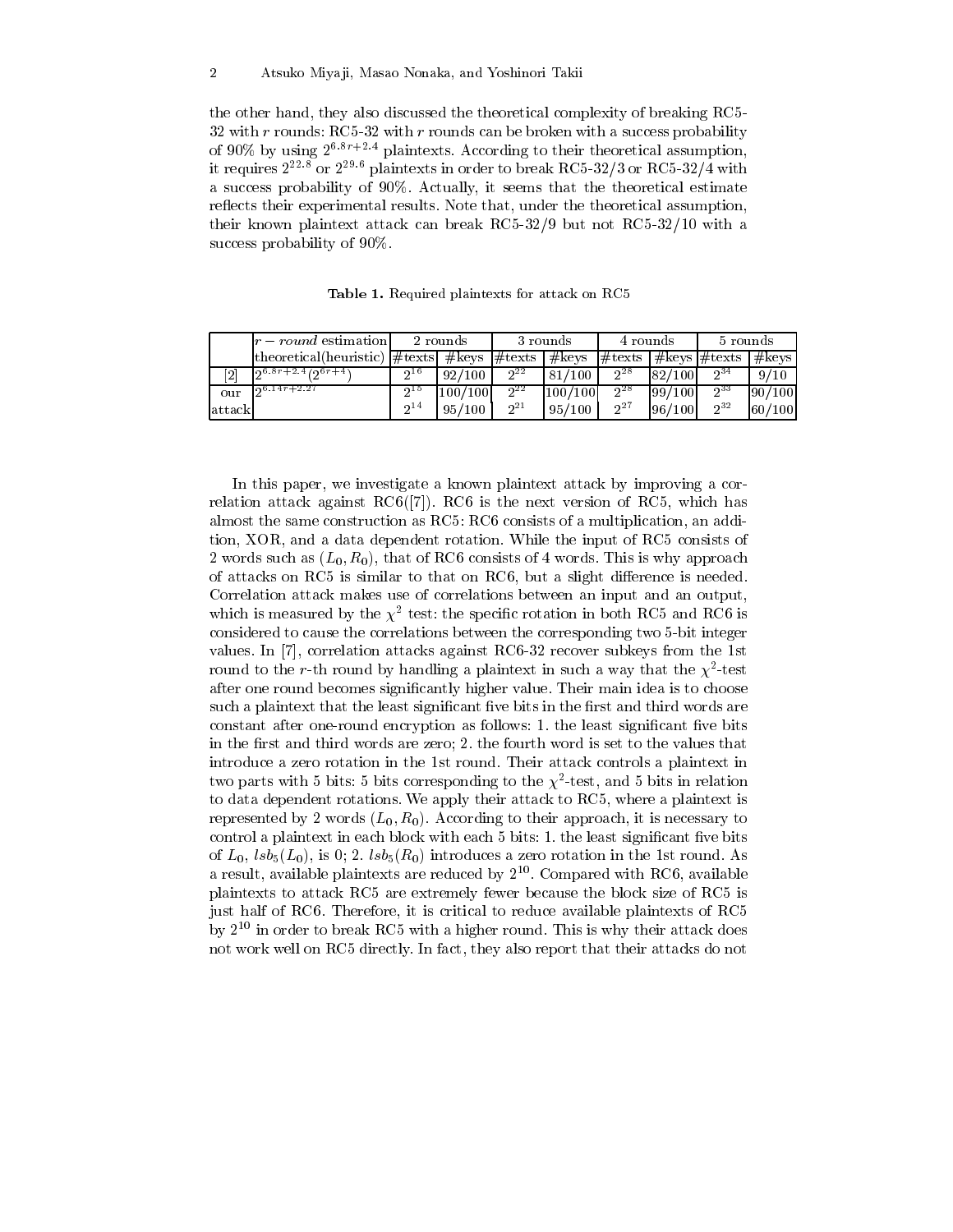the other hand, they also discussed the theoretical complexity of breaking RC5-32 with $r$ rounds: RC5-32 with $r$ rounds can be broken with a success probability of 90% by using $2^{6.8r+2.4}$ plaintexts. According to their theoretical assumption, it requires $2^{22.8}$ or $2^{29.6}$ plaintexts in order to break RC5-32/3 or RC5-32/4 with a success probability of 90%. Actually, it seems that the theoretical estimate reflects their experimental results. Note that, under the theoretical assumption, their known plaintext attack can break RC5-32/9 but not RC5-32/10 with a success probability of 90%.

**Table 1.** Required plaintexts for attack on RC5

| | $r-round$ estimation | 2 rounds | | 3 rounds | | 4 rounds | | 5 rounds | |
|---|---|---|---|---|---|---|---|---|---|
| | theoretical(heuristic) | #texts | #keys | #texts | #keys | #texts | #keys | #texts | #keys |
| [2] | $2^{6.8r+2.4}(2^{6r+4})$ | $2^{16}$ | 92/100 | $2^{22}$ | 81/100 | $2^{28}$ | 82/100 | $2^{34}$ | 9/10 |
| our | $2^{6.14r+2.27}$ | $2^{15}$ | 100/100 | $2^{22}$ | 100/100 | $2^{28}$ | 99/100 | $2^{33}$ | 90/100 |
| attack | | $2^{14}$ | 95/100 | $2^{21}$ | 95/100 | $2^{27}$ | 96/100 | $2^{32}$ | 60/100 |

In this paper, we investigate a known plaintext attack by improving a correlation attack against RC6([7]). RC6 is the next version of RC5, which has almost the same construction as RC5: RC6 consists of a multiplication, an addition, XOR, and a data dependent rotation. While the input of RC5 consists of 2 words such as $(L_0, R_0)$, that of RC6 consists of 4 words. This is why approach of attacks on RC5 is similar to that on RC6, but a slight difference is needed. Correlation attack makes use of correlations between an input and an output, which is measured by the $\chi^2$ test: the specific rotation in both RC5 and RC6 is considered to cause the correlations between the corresponding two 5-bit integer values. In [7], correlation attacks against RC6-32 recover subkeys from the 1st round to the $r$-th round by handling a plaintext in such a way that the $\chi^2$-test after one round becomes significantly higher value. Their main idea is to choose such a plaintext that the least significant five bits in the first and third words are constant after one-round encryption as follows: 1. the least significant five bits in the first and third words are zero; 2. the fourth word is set to the values that introduce a zero rotation in the 1st round. Their attack controls a plaintext in two parts with 5 bits: 5 bits corresponding to the $\chi^2$-test, and 5 bits in relation to data dependent rotations. We apply their attack to RC5, where a plaintext is represented by 2 words $(L_0, R_0)$. According to their approach, it is necessary to control a plaintext in each block with each 5 bits: 1. the least significant five bits of $L_0$, $lsb_5(L_0)$, is 0; 2. $lsb_5(R_0)$ introduces a zero rotation in the 1st round. As a result, available plaintexts are reduced by $2^{10}$. Compared with RC6, available plaintexts to attack RC5 are extremely fewer because the block size of RC5 is just half of RC6. Therefore, it is critical to reduce available plaintexts of RC5 by $2^{10}$ in order to break RC5 with a higher round. This is why their attack does not work well on RC5 directly. In fact, they also report that their attacks do not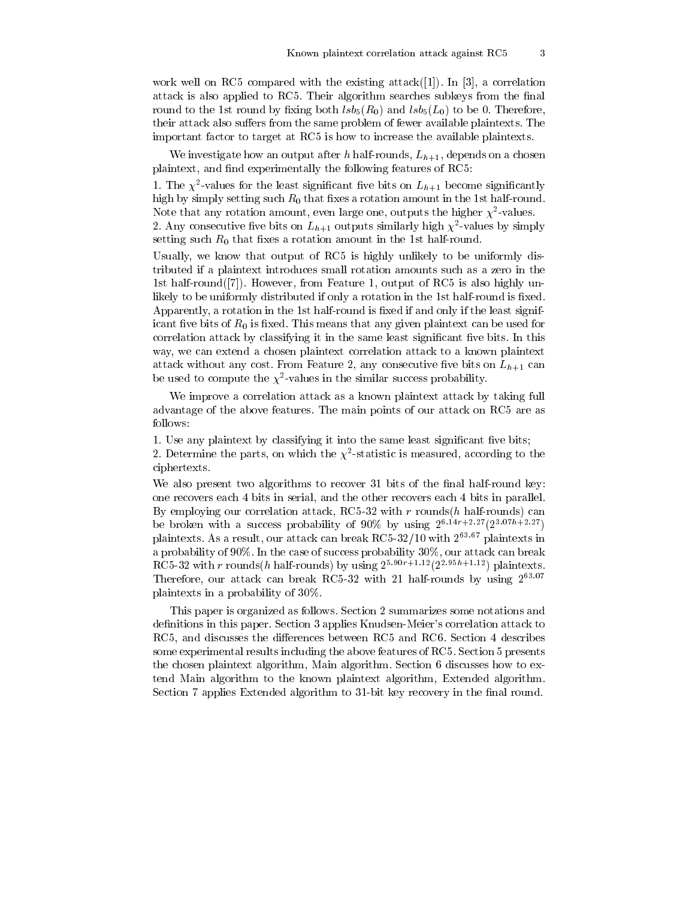work well on RC5 compared with the existing attack([1]). In [3], a correlation attack is also applied to RC5. Their algorithm searches subkeys from the final round to the 1st round by fixing both $lsb_5(R_0)$ and $lsb_5(L_0)$ to be 0. Therefore, their attack also suffers from the same problem of fewer available plaintexts. The important factor to target at RC5 is how to increase the available plaintexts.

We investigate how an output after $h$ half-rounds, $L_{h+1}$, depends on a chosen plaintext, and find experimentally the following features of RC5:

1. The $\chi^2$-values for the least significant five bits on $L_{h+1}$ become significantly high by simply setting such $R_0$ that fixes a rotation amount in the 1st half-round. Note that any rotation amount, even large one, outputs the higher $\chi^2$-values.
2. Any consecutive five bits on $L_{h+1}$ outputs similarly high $\chi^2$-values by simply setting such $R_0$ that fixes a rotation amount in the 1st half-round.

Usually, we know that output of RC5 is highly unlikely to be uniformly distributed if a plaintext introduces small rotation amounts such as a zero in the 1st half-round([7]). However, from Feature 1, output of RC5 is also highly unlikely to be uniformly distributed if only a rotation in the 1st half-round is fixed. Apparently, a rotation in the 1st half-round is fixed if and only if the least significant five bits of $R_0$ is fixed. This means that any given plaintext can be used for correlation attack by classifying it in the same least significant five bits. In this way, we can extend a chosen plaintext correlation attack to a known plaintext attack without any cost. From Feature 2, any consecutive five bits on $L_{h+1}$ can be used to compute the $\chi^2$-values in the similar success probability.

We improve a correlation attack as a known plaintext attack by taking full advantage of the above features. The main points of our attack on RC5 are as follows:

1. Use any plaintext by classifying it into the same least significant five bits;
2. Determine the parts, on which the $\chi^2$-statistic is measured, according to the ciphertexts.

We also present two algorithms to recover 31 bits of the final half-round key: one recovers each 4 bits in serial, and the other recovers each 4 bits in parallel. By employing our correlation attack, RC5-32 with $r$ rounds($h$ half-rounds) can be broken with a success probability of 90% by using $2^{6.14r+2.27}(2^{3.07h+2.27})$ plaintexts. As a result, our attack can break RC5-32/10 with $2^{63.67}$ plaintexts in a probability of 90%. In the case of success probability 30%, our attack can break RC5-32 with $r$ rounds($h$ half-rounds) by using $2^{5.90r+1.12}(2^{2.95h+1.12})$ plaintexts. Therefore, our attack can break RC5-32 with 21 half-rounds by using $2^{63.07}$ plaintexts in a probability of 30%.

This paper is organized as follows. Section 2 summarizes some notations and definitions in this paper. Section 3 applies Knudsen-Meier's correlation attack to RC5, and discusses the differences between RC5 and RC6. Section 4 describes some experimental results including the above features of RC5. Section 5 presents the chosen plaintext algorithm, Main algorithm. Section 6 discusses how to extend Main algorithm to the known plaintext algorithm, Extended algorithm. Section 7 applies Extended algorithm to 31-bit key recovery in the final round.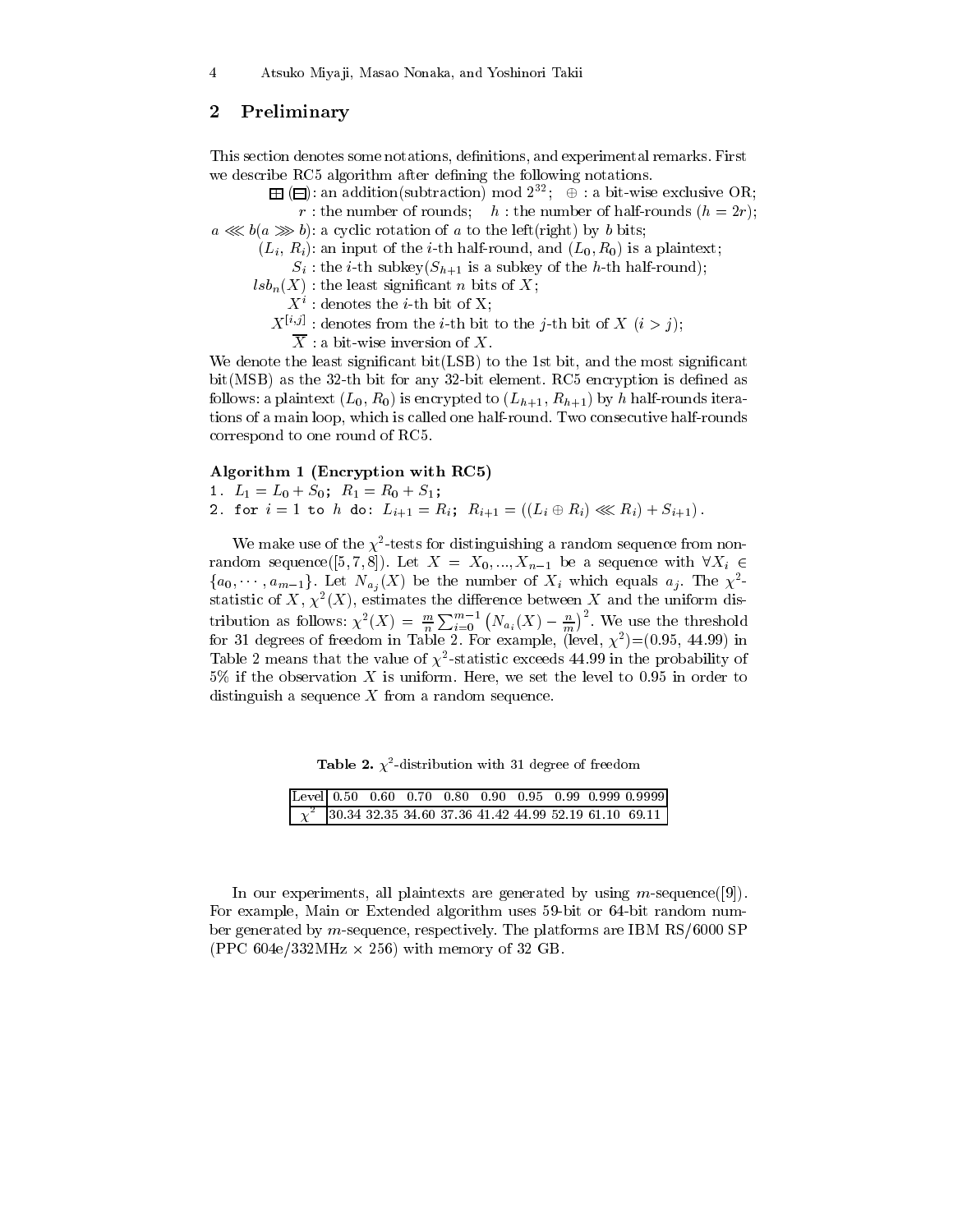## 2 Preliminary

This section denotes some notations, definitions, and experimental remarks. First we describe RC5 algorithm after defining the following notations.

$\boxplus$ ($\boxminus$): an addition(subtraction) mod $2^{32}$; $\oplus$ : a bit-wise exclusive OR;
$r$ : the number of rounds; $h$ : the number of half-rounds ($h = 2r$);
$a \lll b (a \ggg b)$: a cyclic rotation of $a$ to the left(right) by $b$ bits;
($L_i$, $R_i$): an input of the $i$-th half-round, and ($L_0, R_0$) is a plaintext;
$S_i$ : the $i$-th subkey($S_{h+1}$ is a subkey of the $h$-th half-round);
$lsb_n(X)$ : the least significant $n$ bits of $X$;
$X^i$ : denotes the $i$-th bit of X;
$X^{[i,j]}$ : denotes from the $i$-th bit to the $j$-th bit of $X$ ($i > j$);
$\overline{X}$ : a bit-wise inversion of $X$.

We denote the least significant bit(LSB) to the 1st bit, and the most significant bit(MSB) as the 32-th bit for any 32-bit element. RC5 encryption is defined as follows: a plaintext ($L_0$, $R_0$) is encrypted to ($L_{h+1}$, $R_{h+1}$) by $h$ half-rounds iterations of a main loop, which is called one half-round. Two consecutive half-rounds correspond to one round of RC5.

**Algorithm 1 (Encryption with RC5)**

1. $L_1 = L_0 + S_0$; $R_1 = R_0 + S_1$;
2. for $i = 1$ to $h$ do: $L_{i+1} = R_i$; $R_{i+1} = ((L_i \oplus R_i) \lll R_i) + S_{i+1})$.

We make use of the $\chi^2$-tests for distinguishing a random sequence from non-random sequence([5, 7, 8]). Let $X = X_0, ..., X_{n-1}$ be a sequence with $\forall X_i \in \{a_0, \cdots, a_{m-1}\}$. Let $N_{a_j}(X)$ be the number of $X_i$ which equals $a_j$. The $\chi^2$-statistic of $X$, $\chi^2(X)$, estimates the difference between $X$ and the uniform distribution as follows: $\chi^2(X) = \frac{m}{n}\sum_{i=0}^{m-1}\left(N_{a_i}(X) - \frac{n}{m}\right)^2$. We use the threshold for 31 degrees of freedom in Table 2. For example, (level, $\chi^2$)=(0.95, 44.99) in Table 2 means that the value of $\chi^2$-statistic exceeds 44.99 in the probability of 5% if the observation $X$ is uniform. Here, we set the level to 0.95 in order to distinguish a sequence $X$ from a random sequence.

**Table 2.** $\chi^2$-distribution with 31 degree of freedom

| Level | 0.50 | 0.60 | 0.70 | 0.80 | 0.90 | 0.95 | 0.99 | 0.999 | 0.9999 |
|---|---|---|---|---|---|---|---|---|---|
| $\chi^2$ | 30.34 | 32.35 | 34.60 | 37.36 | 41.42 | 44.99 | 52.19 | 61.10 | 69.11 |

In our experiments, all plaintexts are generated by using $m$-sequence([9]). For example, Main or Extended algorithm uses 59-bit or 64-bit random number generated by $m$-sequence, respectively. The platforms are IBM RS/6000 SP (PPC 604e/332MHz $\times$ 256) with memory of 32 GB.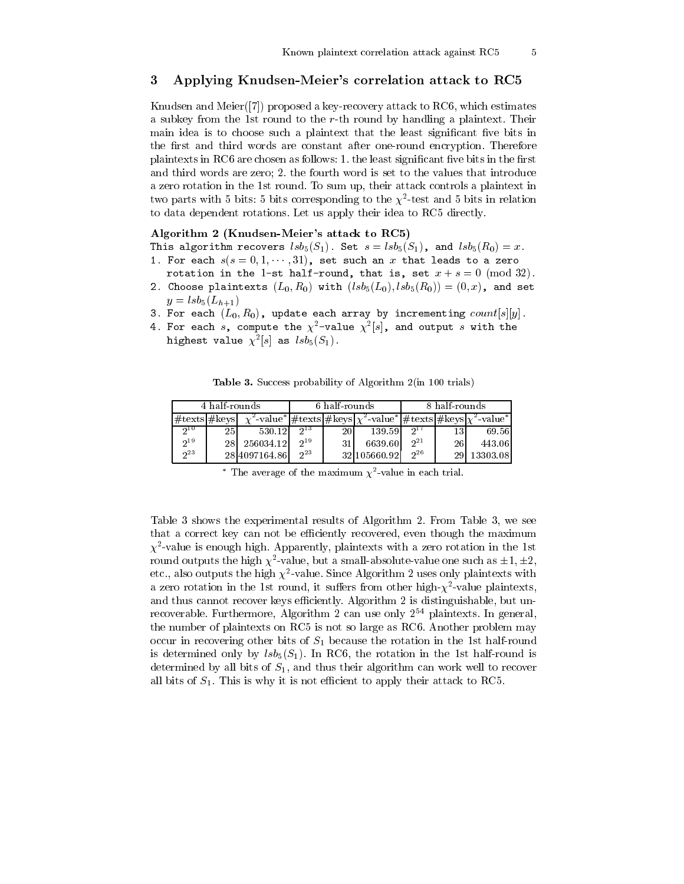## 3 Applying Knudsen-Meier's correlation attack to RC5

Knudsen and Meier([7]) proposed a key-recovery attack to RC6, which estimates a subkey from the 1st round to the $r$-th round by handling a plaintext. Their main idea is to choose such a plaintext that the least significant five bits in the first and third words are constant after one-round encryption. Therefore plaintexts in RC6 are chosen as follows: 1. the least significant five bits in the first and third words are zero; 2. the fourth word is set to the values that introduce a zero rotation in the 1st round. To sum up, their attack controls a plaintext in two parts with 5 bits: 5 bits corresponding to the $\chi^2$-test and 5 bits in relation to data dependent rotations. Let us apply their idea to RC5 directly.

**Algorithm 2 (Knudsen-Meier's attack to RC5)**

This algorithm recovers $lsb_5(S_1)$. Set $s = lsb_5(S_1)$, and $lsb_5(R_0) = x$.

1. For each $s (s = 0, 1, \cdots, 31)$, set such an $x$ that leads to a zero rotation in the 1-st half-round, that is, set $x + s = 0 \pmod{32}$.
2. Choose plaintexts $(L_0, R_0)$ with $(lsb_5(L_0), lsb_5(R_0)) = (0, x)$, and set $y = lsb_5(L_{h+1})$
3. For each $(L_0, R_0)$, update each array by incrementing $count[s][y]$.
4. For each $s$, compute the $\chi^2$-value $\chi^2[s]$, and output $s$ with the highest value $\chi^2[s]$ as $lsb_5(S_1)$.

**Table 3.** Success probability of Algorithm 2(in 100 trials)

| 4 half-rounds | | | 6 half-rounds | | | 8 half-rounds | | |
|---|---|---|---|---|---|---|---|---|
| #texts | #keys | $\chi^2$-value* | #texts | #keys | $\chi^2$-value* | #texts | #keys | $\chi^2$-value* |
| $2^{10}$ | 25 | 530.12 | $2^{13}$ | 20 | 139.59 | $2^{17}$ | 13 | 69.56 |
| $2^{19}$ | 28 | 256034.12 | $2^{19}$ | 31 | 6639.60 | $2^{21}$ | 26 | 443.06 |
| $2^{23}$ | 28 | 4097164.86 | $2^{23}$ | 32 | 105660.92 | $2^{26}$ | 29 | 13303.08 |

\* The average of the maximum $\chi^2$-value in each trial.

Table 3 shows the experimental results of Algorithm 2. From Table 3, we see that a correct key can not be efficiently recovered, even though the maximum $\chi^2$-value is enough high. Apparently, plaintexts with a zero rotation in the 1st round outputs the high $\chi^2$-value, but a small-absolute-value one such as $\pm 1, \pm 2$, etc., also outputs the high $\chi^2$-value. Since Algorithm 2 uses only plaintexts with a zero rotation in the 1st round, it suffers from other high-$\chi^2$-value plaintexts, and thus cannot recover keys efficiently. Algorithm 2 is distinguishable, but unrecoverable. Furthermore, Algorithm 2 can use only $2^{54}$ plaintexts. In general, the number of plaintexts on RC5 is not so large as RC6. Another problem may occur in recovering other bits of $S_1$ because the rotation in the 1st half-round is determined only by $lsb_5(S_1)$. In RC6, the rotation in the 1st half-round is determined by all bits of $S_1$, and thus their algorithm can work well to recover all bits of $S_1$. This is why it is not efficient to apply their attack to RC5.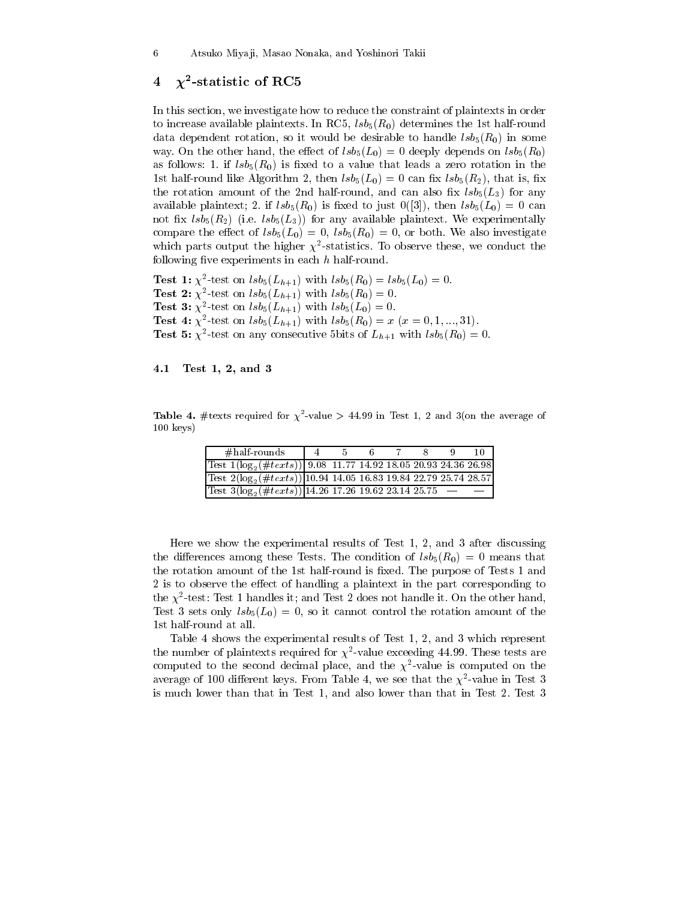## 4 $\chi^2$-statistic of RC5

In this section, we investigate how to reduce the constraint of plaintexts in order to increase available plaintexts. In RC5, $lsb_5(R_0)$ determines the 1st half-round data dependent rotation, so it would be desirable to handle $lsb_5(R_0)$ in some way. On the other hand, the effect of $lsb_5(L_0) = 0$ deeply depends on $lsb_5(R_0)$ as follows: 1. if $lsb_5(R_0)$ is fixed to a value that leads a zero rotation in the 1st half-round like Algorithm 2, then $lsb_5(L_0) = 0$ can fix $lsb_5(R_2)$, that is, fix the rotation amount of the 2nd half-round, and can also fix $lsb_5(L_3)$ for any available plaintext; 2. if $lsb_5(R_0)$ is fixed to just 0([3]), then $lsb_5(L_0) = 0$ can not fix $lsb_5(R_2)$ (i.e. $lsb_5(L_3)$) for any available plaintext. We experimentally compare the effect of $lsb_5(L_0) = 0$, $lsb_5(R_0) = 0$, or both. We also investigate which parts output the higher $\chi^2$-statistics. To observe these, we conduct the following five experiments in each $h$ half-round.

**Test 1:** $\chi^2$-test on $lsb_5(L_{h+1})$ with $lsb_5(R_0) = lsb_5(L_0) = 0$.
**Test 2:** $\chi^2$-test on $lsb_5(L_{h+1})$ with $lsb_5(R_0) = 0$.
**Test 3:** $\chi^2$-test on $lsb_5(L_{h+1})$ with $lsb_5(L_0) = 0$.
**Test 4:** $\chi^2$-test on $lsb_5(L_{h+1})$ with $lsb_5(R_0) = x$ $(x = 0, 1, ..., 31)$.
**Test 5:** $\chi^2$-test on any consecutive 5bits of $L_{h+1}$ with $lsb_5(R_0) = 0$.

### 4.1 Test 1, 2, and 3

**Table 4.** #texts required for $\chi^2$-value > 44.99 in Test 1, 2 and 3(on the average of 100 keys)

| #half-rounds | 4 | 5 | 6 | 7 | 8 | 9 | 10 |
|---|---|---|---|---|---|---|---|
| Test 1($\log_2(\#texts)$) | 9.08 | 11.77 | 14.92 | 18.05 | 20.93 | 24.36 | 26.98 |
| Test 2($\log_2(\#texts)$) | 10.94 | 14.05 | 16.83 | 19.84 | 22.79 | 25.74 | 28.57 |
| Test 3($\log_2(\#texts)$) | 14.26 | 17.26 | 19.62 | 23.14 | 25.75 | — | — |

Here we show the experimental results of Test 1, 2, and 3 after discussing the differences among these Tests. The condition of $lsb_5(R_0) = 0$ means that the rotation amount of the 1st half-round is fixed. The purpose of Tests 1 and 2 is to observe the effect of handling a plaintext in the part corresponding to the $\chi^2$-test: Test 1 handles it; and Test 2 does not handle it. On the other hand, Test 3 sets only $lsb_5(L_0) = 0$, so it cannot control the rotation amount of the 1st half-round at all.

Table 4 shows the experimental results of Test 1, 2, and 3 which represent the number of plaintexts required for $\chi^2$-value exceeding 44.99. These tests are computed to the second decimal place, and the $\chi^2$-value is computed on the average of 100 different keys. From Table 4, we see that the $\chi^2$-value in Test 3 is much lower than that in Test 1, and also lower than that in Test 2. Test 3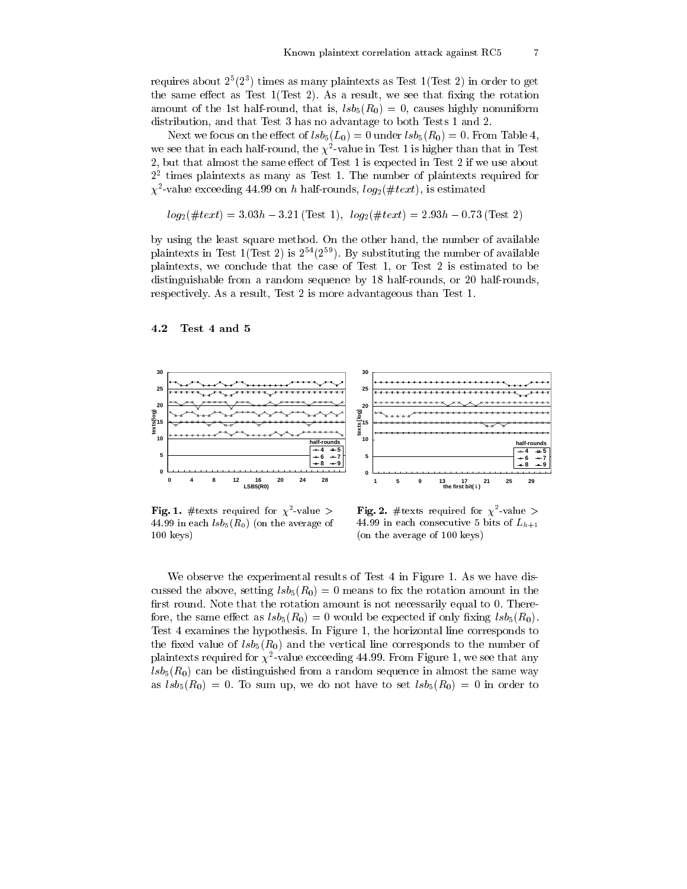requires about $2^5(2^3)$ times as many plaintexts as Test 1(Test 2) in order to get the same effect as Test 1(Test 2). As a result, we see that fixing the rotation amount of the 1st half-round, that is, $lsb_5(R_0) = 0$, causes highly nonuniform distribution, and that Test 3 has no advantage to both Tests 1 and 2.

Next we focus on the effect of $lsb_5(L_0) = 0$ under $lsb_5(R_0) = 0$. From Table 4, we see that in each half-round, the $\chi^2$-value in Test 1 is higher than that in Test 2, but that almost the same effect of Test 1 is expected in Test 2 if we use about $2^2$ times plaintexts as many as Test 1. The number of plaintexts required for $\chi^2$-value exceeding 44.99 on $h$ half-rounds, $log_2(\#text)$, is estimated

$$log_2(\#text) = 3.03h - 3.21 \text{ (Test 1)}, \;\; log_2(\#text) = 2.93h - 0.73 \text{ (Test 2)}$$

by using the least square method. On the other hand, the number of available plaintexts in Test 1(Test 2) is $2^{54}(2^{59})$. By substituting the number of available plaintexts, we conclude that the case of Test 1, or Test 2 is estimated to be distinguishable from a random sequence by 18 half-rounds, or 20 half-rounds, respectively. As a result, Test 2 is more advantageous than Test 1.

### 4.2 Test 4 and 5

**Fig. 1.** #texts required for $\chi^2$-value > 44.99 in each $lsb_5(R_0)$ (on the average of 100 keys)

**Fig. 2.** #texts required for $\chi^2$-value > 44.99 in each consecutive 5 bits of $L_{h+1}$ (on the average of 100 keys)

We observe the experimental results of Test 4 in Figure 1. As we have discussed the above, setting $lsb_5(R_0) = 0$ means to fix the rotation amount in the first round. Note that the rotation amount is not necessarily equal to 0. Therefore, the same effect as $lsb_5(R_0) = 0$ would be expected if only fixing $lsb_5(R_0)$. Test 4 examines the hypothesis. In Figure 1, the horizontal line corresponds to the fixed value of $lsb_5(R_0)$ and the vertical line corresponds to the number of plaintexts required for $\chi^2$-value exceeding 44.99. From Figure 1, we see that any $lsb_5(R_0)$ can be distinguished from a random sequence in almost the same way as $lsb_5(R_0) = 0$. To sum up, we do not have to set $lsb_5(R_0) = 0$ in order to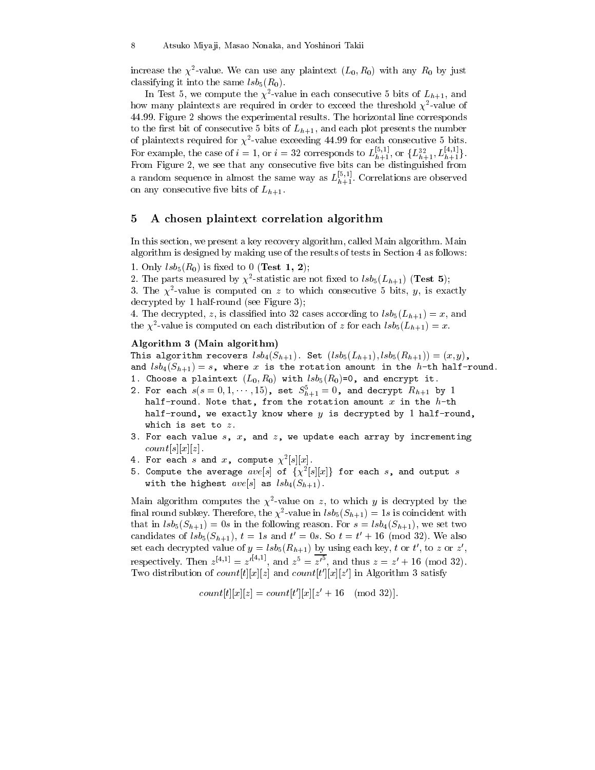increase the $\chi^2$-value. We can use any plaintext $(L_0, R_0)$ with any $R_0$ by just classifying it into the same $lsb_5(R_0)$.

In Test 5, we compute the $\chi^2$-value in each consecutive 5 bits of $L_{h+1}$, and how many plaintexts are required in order to exceed the threshold $\chi^2$-value of 44.99. Figure 2 shows the experimental results. The horizontal line corresponds to the first bit of consecutive 5 bits of $L_{h+1}$, and each plot presents the number of plaintexts required for $\chi^2$-value exceeding 44.99 for each consecutive 5 bits. For example, the case of $i = 1$, or $i = 32$ corresponds to $L_{h+1}^{[5,1]}$, or $\{L_{h+1}^{32}, L_{h+1}^{[4,1]}\}$. From Figure 2, we see that any consecutive five bits can be distinguished from a random sequence in almost the same way as $L_{h+1}^{[5,1]}$. Correlations are observed on any consecutive five bits of $L_{h+1}$.

## 5 A chosen plaintext correlation algorithm

In this section, we present a key recovery algorithm, called Main algorithm. Main algorithm is designed by making use of the results of tests in Section 4 as follows:

1. Only $lsb_5(R_0)$ is fixed to 0 (**Test 1, 2**);
2. The parts measured by $\chi^2$-statistic are not fixed to $lsb_5(L_{h+1})$ (**Test 5**);
3. The $\chi^2$-value is computed on $z$ to which consecutive 5 bits, $y$, is exactly decrypted by 1 half-round (see Figure 3);
4. The decrypted, $z$, is classified into 32 cases according to $lsb_5(L_{h+1}) = x$, and the $\chi^2$-value is computed on each distribution of $z$ for each $lsb_5(L_{h+1}) = x$.

**Algorithm 3 (Main algorithm)**

This algorithm recovers $lsb_4(S_{h+1})$. Set $(lsb_5(L_{h+1}), lsb_5(R_{h+1})) = (x, y)$, and $lsb_4(S_{h+1}) = s$, where $x$ is the rotation amount in the $h$-th half-round.

1. Choose a plaintext $(L_0, R_0)$ with $lsb_5(R_0)$=0, and encrypt it.
2. For each $s (s = 0, 1, \cdots, 15)$, set $S_{h+1}^5 = 0$, and decrypt $R_{h+1}$ by 1 half-round. Note that, from the rotation amount $x$ in the $h$-th half-round, we exactly know where $y$ is decrypted by 1 half-round, which is set to $z$.
3. For each value $s$, $x$, and $z$, we update each array by incrementing $count[s][x][z]$.
4. For each $s$ and $x$, compute $\chi^2[s][x]$.
5. Compute the average $ave[s]$ of $\{\chi^2[s][x]\}$ for each $s$, and output $s$ with the highest $ave[s]$ as $lsb_4(S_{h+1})$.

Main algorithm computes the $\chi^2$-value on $z$, to which $y$ is decrypted by the final round subkey. Therefore, the $\chi^2$-value in $lsb_5(S_{h+1}) = 1s$ is coincident with that in $lsb_5(S_{h+1}) = 0s$ in the following reason. For $s = lsb_4(S_{h+1})$, we set two candidates of $lsb_5(S_{h+1})$, $t = 1s$ and $t' = 0s$. So $t = t' + 16 \pmod{32}$. We also set each decrypted value of $y = lsb_5(R_{h+1})$ by using each key, $t$ or $t'$, to $z$ or $z'$, respectively. Then $z^{[4,1]} = z'^{[4,1]}$, and $z^5 = \overline{z'^5}$, and thus $z = z' + 16 \pmod{32}$. Two distribution of $count[t][x][z]$ and $count[t'][x][z']$ in Algorithm 3 satisfy

$$count[t][x][z] = count[t'][x][z' + 16 \pmod{32}].$$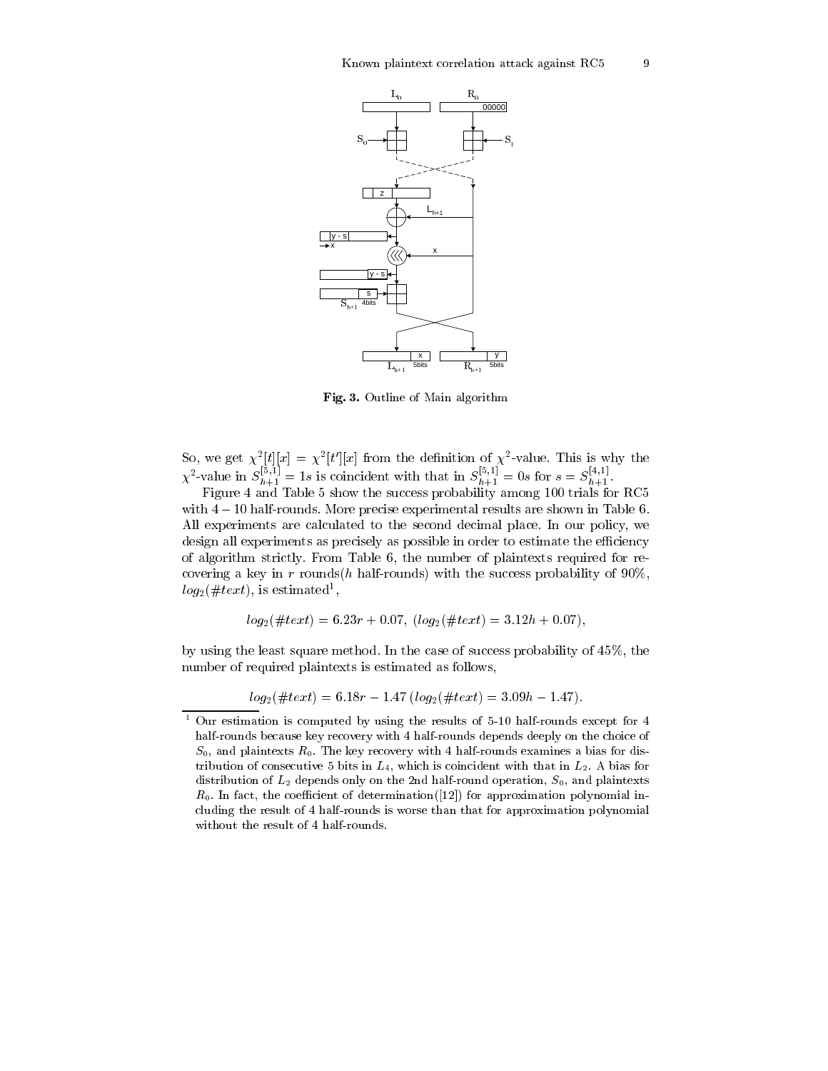Fig. 3. Outline of Main algorithm

So, we get $\chi^2[t][x] = \chi^2[t'][x]$ from the definition of $\chi^2$-value. This is why the $\chi^2$-value in $S_{h+1}^{[5,1]} = 1s$ is coincident with that in $S_{h+1}^{[5,1]} = 0s$ for $s = S_{h+1}^{[4,1]}$.

Figure 4 and Table 5 show the success probability among 100 trials for RC5 with $4 - 10$ half-rounds. More precise experimental results are shown in Table 6. All experiments are calculated to the second decimal place. In our policy, we design all experiments as precisely as possible in order to estimate the efficiency of algorithm strictly. From Table 6, the number of plaintexts required for recovering a key in $r$ rounds($h$ half-rounds) with the success probability of 90%, $log_2(\#text)$, is estimated[1],

$$log_2(\#text) = 6.23r + 0.07, \ (log_2(\#text) = 3.12h + 0.07),$$

by using the least square method. In the case of success probability of 45%, the number of required plaintexts is estimated as follows,

$$log_2(\#text) = 6.18r - 1.47 \ (log_2(\#text) = 3.09h - 1.47).$$

[1] Our estimation is computed by using the results of 5-10 half-rounds except for 4 half-rounds because key recovery with 4 half-rounds depends deeply on the choice of $S_0$, and plaintexts $R_0$. The key recovery with 4 half-rounds examines a bias for distribution of consecutive 5 bits in $L_4$, which is coincident with that in $L_2$. A bias for distribution of $L_2$ depends only on the 2nd half-round operation, $S_0$, and plaintexts $R_0$. In fact, the coefficient of determination([12]) for approximation polynomial including the result of 4 half-rounds is worse than that for approximation polynomial without the result of 4 half-rounds.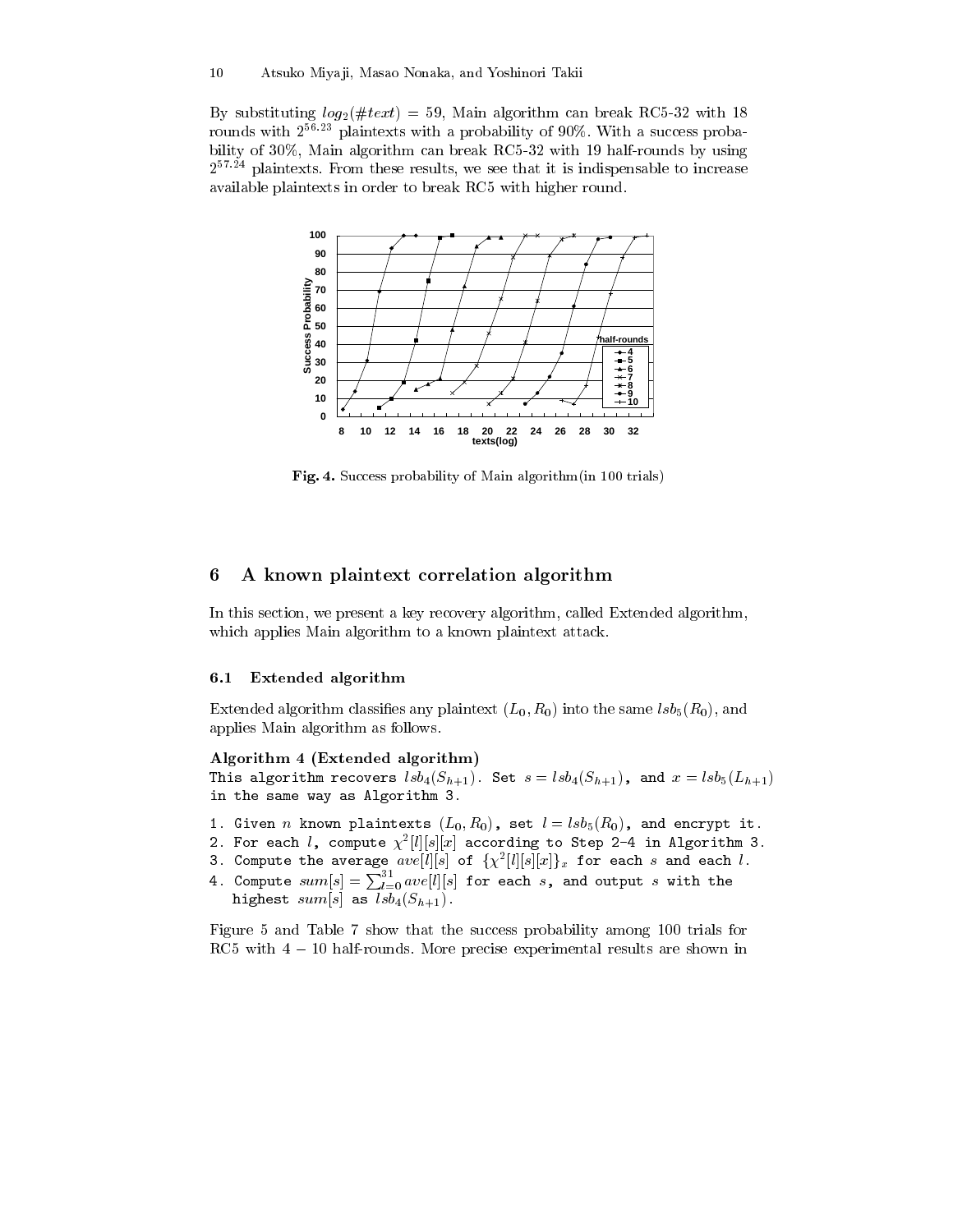By substituting $log_2(\#text) = 59$, Main algorithm can break RC5-32 with 18 rounds with $2^{56.23}$ plaintexts with a probability of 90%. With a success probability of 30%, Main algorithm can break RC5-32 with 19 half-rounds by using $2^{57.24}$ plaintexts. From these results, we see that it is indispensable to increase available plaintexts in order to break RC5 with higher round.

**Fig. 4.** Success probability of Main algorithm(in 100 trials)

## 6 A known plaintext correlation algorithm

In this section, we present a key recovery algorithm, called Extended algorithm, which applies Main algorithm to a known plaintext attack.

### 6.1 Extended algorithm

Extended algorithm classifies any plaintext $(L_0, R_0)$ into the same $lsb_5(R_0)$, and applies Main algorithm as follows.

**Algorithm 4 (Extended algorithm)**
This algorithm recovers $lsb_4(S_{h+1})$. Set $s = lsb_4(S_{h+1})$, and $x = lsb_5(L_{h+1})$ in the same way as Algorithm 3.

1. Given $n$ known plaintexts $(L_0, R_0)$, set $l = lsb_5(R_0)$, and encrypt it.
2. For each $l$, compute $\chi^2[l][s][x]$ according to Step 2-4 in Algorithm 3.
3. Compute the average $ave[l][s]$ of $\{\chi^2[l][s][x]\}_x$ for each $s$ and each $l$.
4. Compute $sum[s] = \sum_{l=0}^{31} ave[l][s]$ for each $s$, and output $s$ with the highest $sum[s]$ as $lsb_4(S_{h+1})$.

Figure 5 and Table 7 show that the success probability among 100 trials for RC5 with $4-10$ half-rounds. More precise experimental results are shown in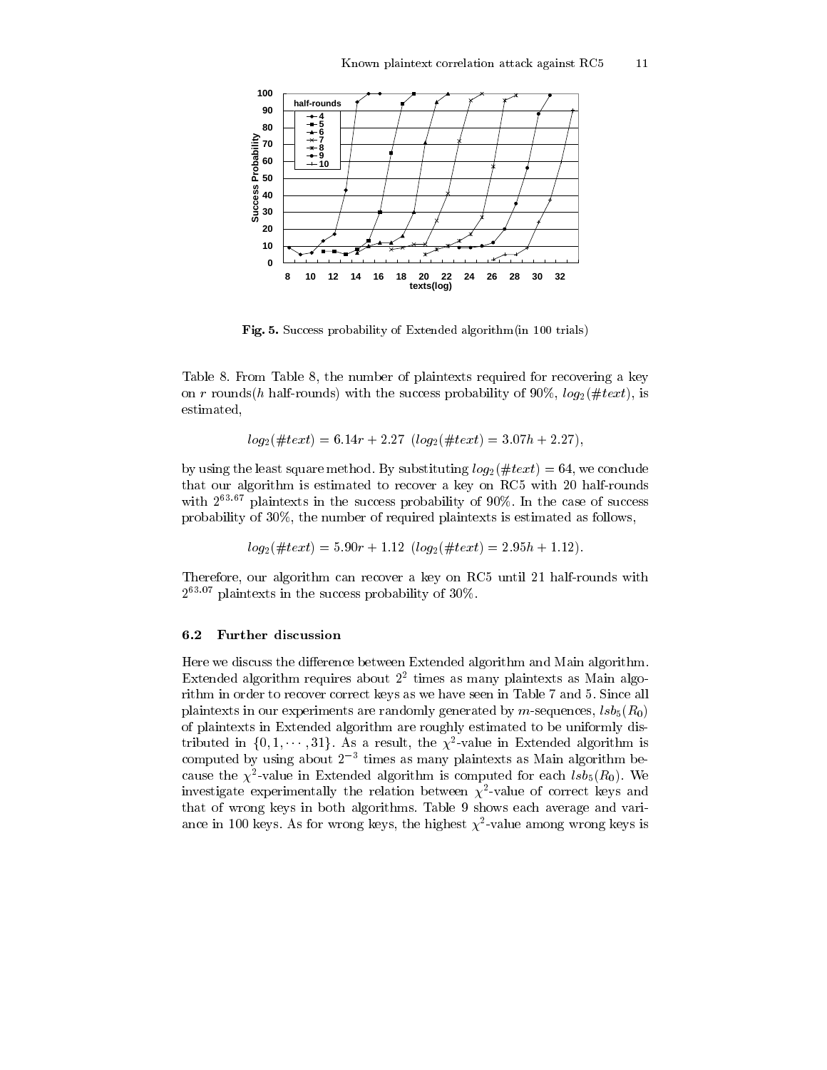**Fig. 5.** Success probability of Extended algorithm(in 100 trials)

Table 8. From Table 8, the number of plaintexts required for recovering a key on $r$ rounds($h$ half-rounds) with the success probability of 90%, $log_2(\#text)$, is estimated,

$$log_2(\#text) = 6.14r + 2.27 \ \ (log_2(\#text) = 3.07h + 2.27),$$

by using the least square method. By substituting $log_2(\#text) = 64$, we conclude that our algorithm is estimated to recover a key on RC5 with 20 half-rounds with $2^{63.67}$ plaintexts in the success probability of 90%. In the case of success probability of 30%, the number of required plaintexts is estimated as follows,

$$log_2(\#text) = 5.90r + 1.12 \ \ (log_2(\#text) = 2.95h + 1.12).$$

Therefore, our algorithm can recover a key on RC5 until 21 half-rounds with $2^{63.07}$ plaintexts in the success probability of 30%.

### 6.2 Further discussion

Here we discuss the difference between Extended algorithm and Main algorithm. Extended algorithm requires about $2^2$ times as many plaintexts as Main algorithm in order to recover correct keys as we have seen in Table 7 and 5. Since all plaintexts in our experiments are randomly generated by $m$-sequences, $lsb_5(R_0)$ of plaintexts in Extended algorithm are roughly estimated to be uniformly distributed in $\{0, 1, \cdots, 31\}$. As a result, the $\chi^2$-value in Extended algorithm is computed by using about $2^{-3}$ times as many plaintexts as Main algorithm because the $\chi^2$-value in Extended algorithm is computed for each $lsb_5(R_0)$. We investigate experimentally the relation between $\chi^2$-value of correct keys and that of wrong keys in both algorithms. Table 9 shows each average and variance in 100 keys. As for wrong keys, the highest $\chi^2$-value among wrong keys is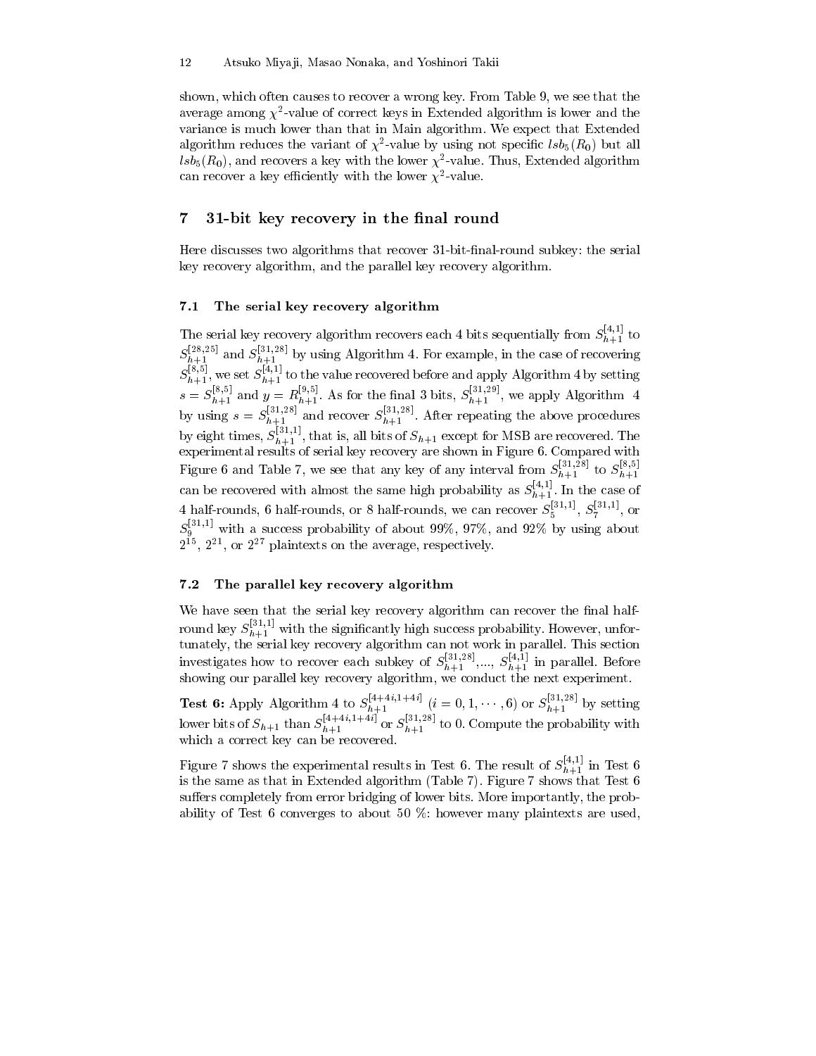shown, which often causes to recover a wrong key. From Table 9, we see that the average among $\chi^2$-value of correct keys in Extended algorithm is lower and the variance is much lower than that in Main algorithm. We expect that Extended algorithm reduces the variant of $\chi^2$-value by using not specific $lsb_5(R_0)$ but all $lsb_5(R_0)$, and recovers a key with the lower $\chi^2$-value. Thus, Extended algorithm can recover a key efficiently with the lower $\chi^2$-value.

## 7 31-bit key recovery in the final round

Here discusses two algorithms that recover 31-bit-final-round subkey: the serial key recovery algorithm, and the parallel key recovery algorithm.

### 7.1 The serial key recovery algorithm

The serial key recovery algorithm recovers each 4 bits sequentially from $S_{h+1}^{[4,1]}$ to $S_{h+1}^{[28,25]}$ and $S_{h+1}^{[31,28]}$ by using Algorithm 4. For example, in the case of recovering $S_{h+1}^{[8,5]}$, we set $S_{h+1}^{[4,1]}$ to the value recovered before and apply Algorithm 4 by setting $s = S_{h+1}^{[8,5]}$ and $y = R_{h+1}^{[9,5]}$. As for the final 3 bits, $S_{h+1}^{[31,29]}$, we apply Algorithm 4 by using $s = S_{h+1}^{[31,28]}$ and recover $S_{h+1}^{[31,28]}$. After repeating the above procedures by eight times, $S_{h+1}^{[31,1]}$, that is, all bits of $S_{h+1}$ except for MSB are recovered. The experimental results of serial key recovery are shown in Figure 6. Compared with Figure 6 and Table 7, we see that any key of any interval from $S_{h+1}^{[31,28]}$ to $S_{h+1}^{[8,5]}$ can be recovered with almost the same high probability as $S_{h+1}^{[4,1]}$. In the case of 4 half-rounds, 6 half-rounds, or 8 half-rounds, we can recover $S_5^{[31,1]}$, $S_7^{[31,1]}$, or $S_9^{[31,1]}$ with a success probability of about 99%, 97%, and 92% by using about $2^{15}$, $2^{21}$, or $2^{27}$ plaintexts on the average, respectively.

### 7.2 The parallel key recovery algorithm

We have seen that the serial key recovery algorithm can recover the final half-round key $S_{h+1}^{[31,1]}$ with the significantly high success probability. However, unfortunately, the serial key recovery algorithm can not work in parallel. This section investigates how to recover each subkey of $S_{h+1}^{[31,28]}$,..., $S_{h+1}^{[4,1]}$ in parallel. Before showing our parallel key recovery algorithm, we conduct the next experiment.

**Test 6:** Apply Algorithm 4 to $S_{h+1}^{[4+4i,1+4i]}$ $(i = 0, 1, \cdots, 6)$ or $S_{h+1}^{[31,28]}$ by setting lower bits of $S_{h+1}$ than $S_{h+1}^{[4+4i,1+4i]}$ or $S_{h+1}^{[31,28]}$ to 0. Compute the probability with which a correct key can be recovered.

Figure 7 shows the experimental results in Test 6. The result of $S_{h+1}^{[4,1]}$ in Test 6 is the same as that in Extended algorithm (Table 7). Figure 7 shows that Test 6 suffers completely from error bridging of lower bits. More importantly, the probability of Test 6 converges to about 50 %: however many plaintexts are used,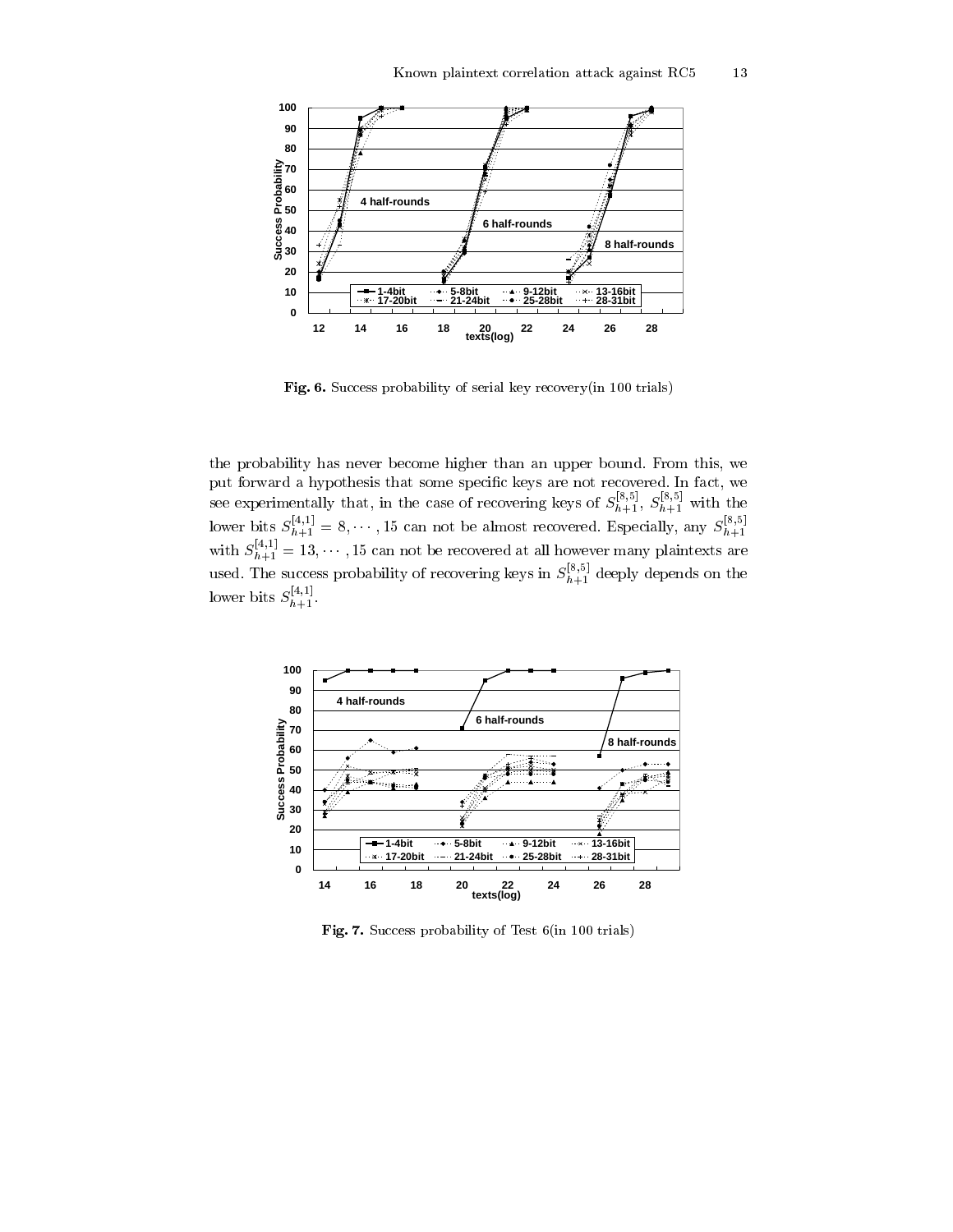**Fig. 6.** Success probability of serial key recovery(in 100 trials)

the probability has never become higher than an upper bound. From this, we put forward a hypothesis that some specific keys are not recovered. In fact, we see experimentally that, in the case of recovering keys of $S_{h+1}^{[8,5]}$, $S_{h+1}^{[8,5]}$ with the lower bits $S_{h+1}^{[4,1]} = 8, \cdots, 15$ can not be almost recovered. Especially, any $S_{h+1}^{[8,5]}$ with $S_{h+1}^{[4,1]} = 13, \cdots, 15$ can not be recovered at all however many plaintexts are used. The success probability of recovering keys in $S_{h+1}^{[8,5]}$ deeply depends on the lower bits $S_{h+1}^{[4,1]}$.

**Fig. 7.** Success probability of Test 6(in 100 trials)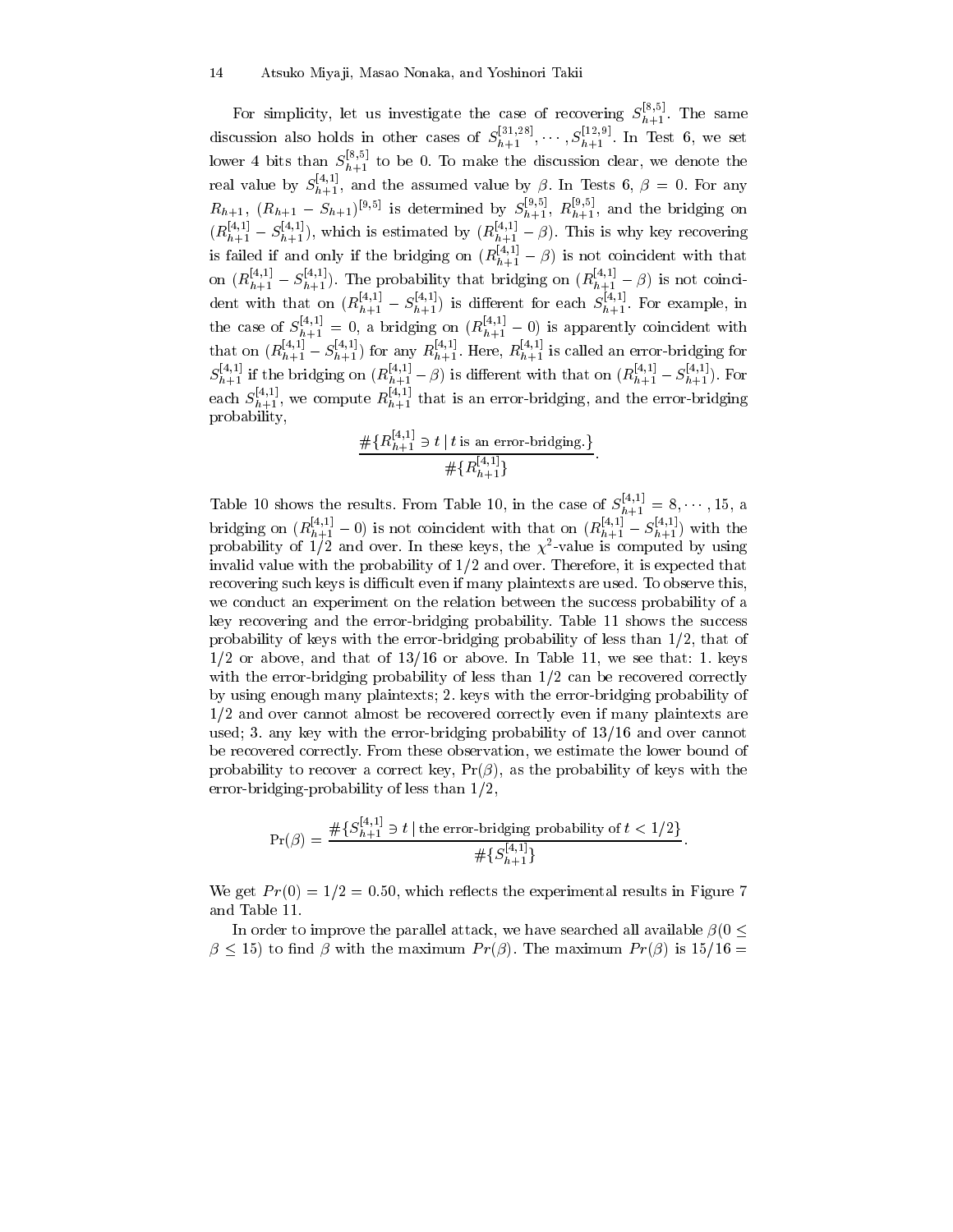For simplicity, let us investigate the case of recovering $S_{h+1}^{[8,5]}$. The same discussion also holds in other cases of $S_{h+1}^{[31,28]}, \cdots, S_{h+1}^{[12,9]}$. In Test 6, we set lower 4 bits than $S_{h+1}^{[8,5]}$ to be 0. To make the discussion clear, we denote the real value by $S_{h+1}^{[4,1]}$, and the assumed value by $\beta$. In Tests 6, $\beta = 0$. For any $R_{h+1}$, $(R_{h+1} - S_{h+1})^{[9,5]}$ is determined by $S_{h+1}^{[9,5]}$, $R_{h+1}^{[9,5]}$, and the bridging on $(R_{h+1}^{[4,1]} - S_{h+1}^{[4,1]})$, which is estimated by $(R_{h+1}^{[4,1]} - \beta)$. This is why key recovering is failed if and only if the bridging on $(R_{h+1}^{[4,1]} - \beta)$ is not coincident with that on $(R_{h+1}^{[4,1]} - S_{h+1}^{[4,1]})$. The probability that bridging on $(R_{h+1}^{[4,1]} - \beta)$ is not coincident with that on $(R_{h+1}^{[4,1]} - S_{h+1}^{[4,1]})$ is different for each $S_{h+1}^{[4,1]}$. For example, in the case of $S_{h+1}^{[4,1]} = 0$, a bridging on $(R_{h+1}^{[4,1]} - 0)$ is apparently coincident with that on $(R_{h+1}^{[4,1]} - S_{h+1}^{[4,1]})$ for any $R_{h+1}^{[4,1]}$. Here, $R_{h+1}^{[4,1]}$ is called an error-bridging for $S_{h+1}^{[4,1]}$ if the bridging on $(R_{h+1}^{[4,1]} - \beta)$ is different with that on $(R_{h+1}^{[4,1]} - S_{h+1}^{[4,1]})$. For each $S_{h+1}^{[4,1]}$, we compute $R_{h+1}^{[4,1]}$ that is an error-bridging, and the error-bridging probability,

$$\frac{\#\{R_{h+1}^{[4,1]} \ni t \mid t \text{ is an error-bridging.}\}}{\#\{R_{h+1}^{[4,1]}\}}.$$

Table 10 shows the results. From Table 10, in the case of $S_{h+1}^{[4,1]} = 8, \cdots, 15$, a bridging on $(R_{h+1}^{[4,1]} - 0)$ is not coincident with that on $(R_{h+1}^{[4,1]} - S_{h+1}^{[4,1]})$ with the probability of $1/2$ and over. In these keys, the $\chi^2$-value is computed by using invalid value with the probability of $1/2$ and over. Therefore, it is expected that recovering such keys is difficult even if many plaintexts are used. To observe this, we conduct an experiment on the relation between the success probability of a key recovering and the error-bridging probability. Table 11 shows the success probability of keys with the error-bridging probability of less than $1/2$, that of $1/2$ or above, and that of $13/16$ or above. In Table 11, we see that: 1. keys with the error-bridging probability of less than $1/2$ can be recovered correctly by using enough many plaintexts; 2. keys with the error-bridging probability of $1/2$ and over cannot almost be recovered correctly even if many plaintexts are used; 3. any key with the error-bridging probability of $13/16$ and over cannot be recovered correctly. From these observation, we estimate the lower bound of probability to recover a correct key, $\Pr(\beta)$, as the probability of keys with the error-bridging-probability of less than $1/2$,

$$\Pr(\beta) = \frac{\#\{S_{h+1}^{[4,1]} \ni t \mid \text{the error-bridging probability of } t < 1/2\}}{\#\{S_{h+1}^{[4,1]}\}}.$$

We get $Pr(0) = 1/2 = 0.50$, which reflects the experimental results in Figure 7 and Table 11.

In order to improve the parallel attack, we have searched all available $\beta (0 \leq \beta \leq 15)$ to find $\beta$ with the maximum $Pr(\beta)$. The maximum $Pr(\beta)$ is $15/16 =$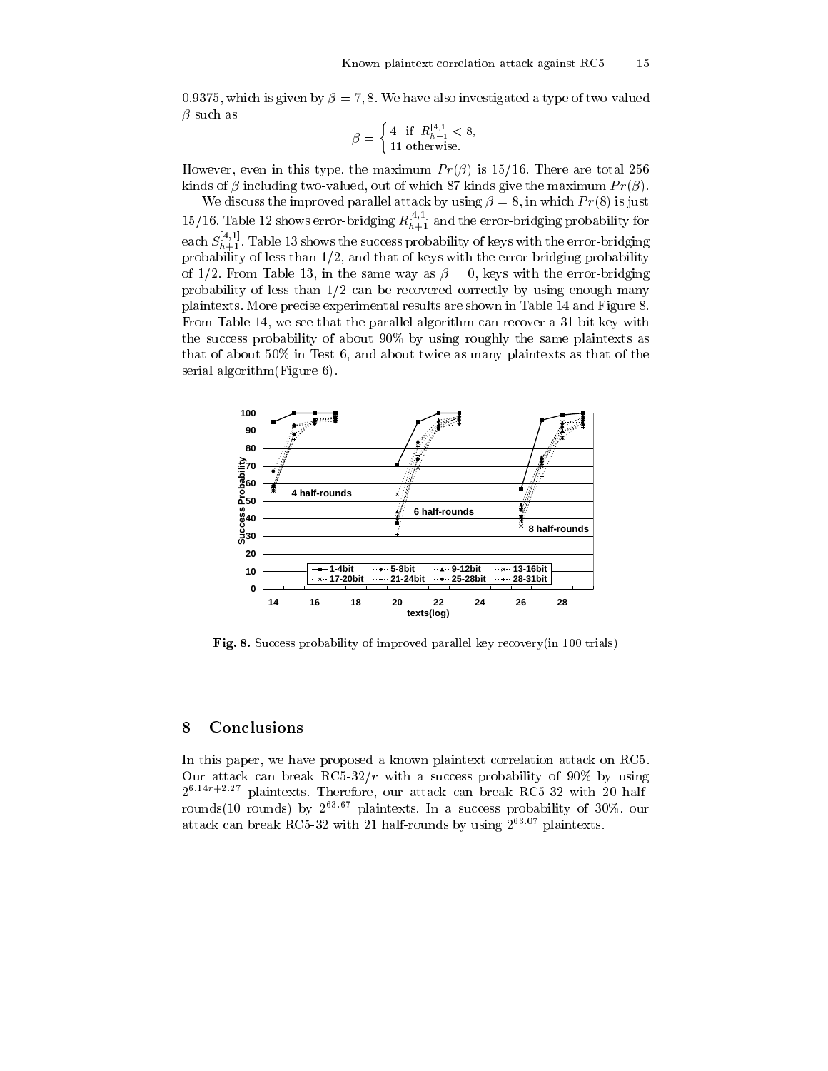0.9375, which is given by $\beta = 7, 8$. We have also investigated a type of two-valued $\beta$ such as

$$\beta = \begin{cases} 4 & \text{if } R_{h+1}^{[4,1]} < 8, \\ 11 & \text{otherwise.} \end{cases}$$

However, even in this type, the maximum $Pr(\beta)$ is 15/16. There are total 256 kinds of $\beta$ including two-valued, out of which 87 kinds give the maximum $Pr(\beta)$.

We discuss the improved parallel attack by using $\beta = 8$, in which $Pr(8)$ is just 15/16. Table 12 shows error-bridging $R_{h+1}^{[4,1]}$ and the error-bridging probability for each $S_{h+1}^{[4,1]}$. Table 13 shows the success probability of keys with the error-bridging probability of less than 1/2, and that of keys with the error-bridging probability of 1/2. From Table 13, in the same way as $\beta = 0$, keys with the error-bridging probability of less than 1/2 can be recovered correctly by using enough many plaintexts. More precise experimental results are shown in Table 14 and Figure 8. From Table 14, we see that the parallel algorithm can recover a 31-bit key with the success probability of about 90% by using roughly the same plaintexts as that of about 50% in Test 6, and about twice as many plaintexts as that of the serial algorithm(Figure 6).

**Fig. 8.** Success probability of improved parallel key recovery(in 100 trials)

## 8 Conclusions

In this paper, we have proposed a known plaintext correlation attack on RC5. Our attack can break RC5-32/$r$ with a success probability of 90% by using $2^{6.14r+2.27}$ plaintexts. Therefore, our attack can break RC5-32 with 20 half-rounds(10 rounds) by $2^{63.67}$ plaintexts. In a success probability of 30%, our attack can break RC5-32 with 21 half-rounds by using $2^{63.07}$ plaintexts.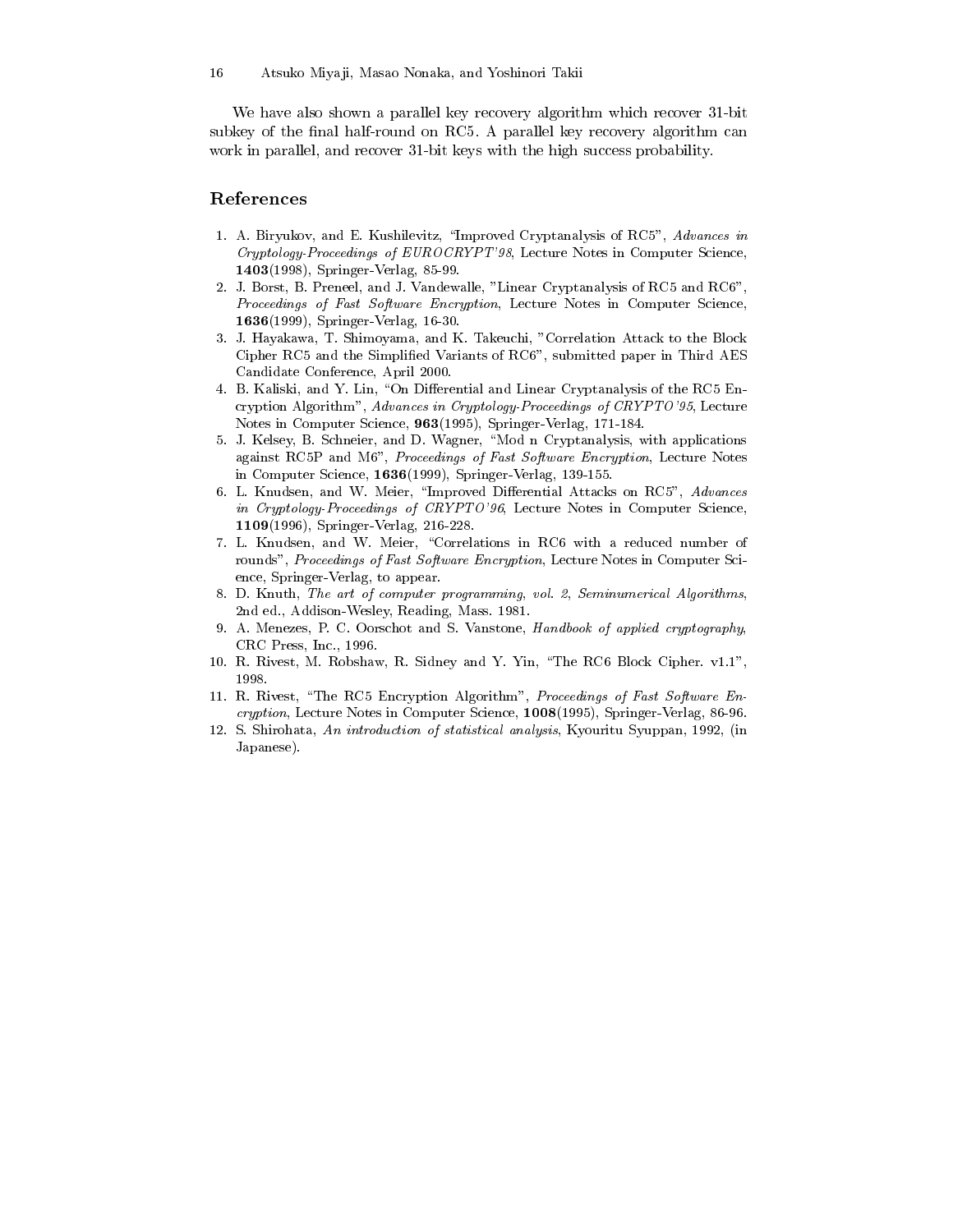We have also shown a parallel key recovery algorithm which recover 31-bit subkey of the final half-round on RC5. A parallel key recovery algorithm can work in parallel, and recover 31-bit keys with the high success probability.

## References

1. A. Biryukov, and E. Kushilevitz, "Improved Cryptanalysis of RC5", *Advances in Cryptology-Proceedings of EUROCRYPT'98*, Lecture Notes in Computer Science, **1403**(1998), Springer-Verlag, 85-99.
2. J. Borst, B. Preneel, and J. Vandewalle, "Linear Cryptanalysis of RC5 and RC6", *Proceedings of Fast Software Encryption*, Lecture Notes in Computer Science, **1636**(1999), Springer-Verlag, 16-30.
3. J. Hayakawa, T. Shimoyama, and K. Takeuchi, "Correlation Attack to the Block Cipher RC5 and the Simplified Variants of RC6", submitted paper in Third AES Candidate Conference, April 2000.
4. B. Kaliski, and Y. Lin, "On Differential and Linear Cryptanalysis of the RC5 Encryption Algorithm", *Advances in Cryptology-Proceedings of CRYPTO'95*, Lecture Notes in Computer Science, **963**(1995), Springer-Verlag, 171-184.
5. J. Kelsey, B. Schneier, and D. Wagner, "Mod n Cryptanalysis, with applications against RC5P and M6", *Proceedings of Fast Software Encryption*, Lecture Notes in Computer Science, **1636**(1999), Springer-Verlag, 139-155.
6. L. Knudsen, and W. Meier, "Improved Differential Attacks on RC5", *Advances in Cryptology-Proceedings of CRYPTO'96*, Lecture Notes in Computer Science, **1109**(1996), Springer-Verlag, 216-228.
7. L. Knudsen, and W. Meier, "Correlations in RC6 with a reduced number of rounds", *Proceedings of Fast Software Encryption*, Lecture Notes in Computer Science, Springer-Verlag, to appear.
8. D. Knuth, *The art of computer programming, vol. 2, Seminumerical Algorithms*, 2nd ed., Addison-Wesley, Reading, Mass. 1981.
9. A. Menezes, P. C. Oorschot and S. Vanstone, *Handbook of applied cryptography*, CRC Press, Inc., 1996.
10. R. Rivest, M. Robshaw, R. Sidney and Y. Yin, "The RC6 Block Cipher. v1.1", 1998.
11. R. Rivest, "The RC5 Encryption Algorithm", *Proceedings of Fast Software Encryption*, Lecture Notes in Computer Science, **1008**(1995), Springer-Verlag, 86-96.
12. S. Shirohata, *An introduction of statistical analysis*, Kyouritu Syuppan, 1992, (in Japanese).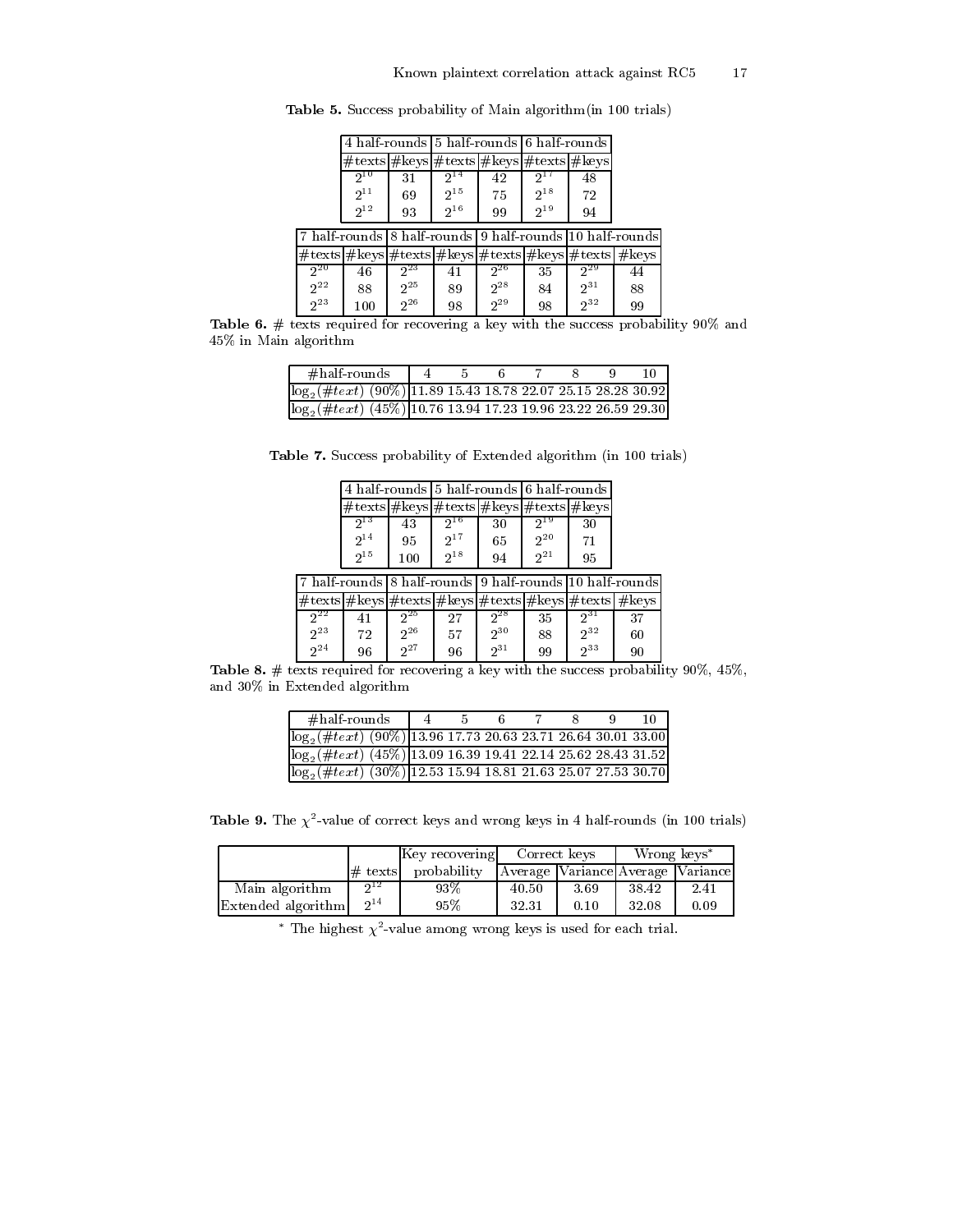**Table 5.** Success probability of Main algorithm(in 100 trials)

| 4 half-rounds | | 5 half-rounds | | 6 half-rounds | |
|---|---|---|---|---|---|
| #texts | #keys | #texts | #keys | #texts | #keys |
| $2^{10}$ | 31 | $2^{14}$ | 42 | $2^{17}$ | 48 |
| $2^{11}$ | 69 | $2^{15}$ | 75 | $2^{18}$ | 72 |
| $2^{12}$ | 93 | $2^{16}$ | 99 | $2^{19}$ | 94 |

| 7 half-rounds | | 8 half-rounds | | 9 half-rounds | | 10 half-rounds | |
|---|---|---|---|---|---|---|---|
| #texts | #keys | #texts | #keys | #texts | #keys | #texts | #keys |
| $2^{20}$ | 46 | $2^{23}$ | 41 | $2^{26}$ | 35 | $2^{29}$ | 44 |
| $2^{22}$ | 88 | $2^{25}$ | 89 | $2^{28}$ | 84 | $2^{31}$ | 88 |
| $2^{23}$ | 100 | $2^{26}$ | 98 | $2^{29}$ | 98 | $2^{32}$ | 99 |

**Table 6.** # texts required for recovering a key with the success probability 90% and 45% in Main algorithm

| #half-rounds | 4 | 5 | 6 | 7 | 8 | 9 | 10 |
|---|---|---|---|---|---|---|---|
| $\log_2(\#text)$ (90%) | 11.89 | 15.43 | 18.78 | 22.07 | 25.15 | 28.28 | 30.92 |
| $\log_2(\#text)$ (45%) | 10.76 | 13.94 | 17.23 | 19.96 | 23.22 | 26.59 | 29.30 |

**Table 7.** Success probability of Extended algorithm (in 100 trials)

| 4 half-rounds | | 5 half-rounds | | 6 half-rounds | |
|---|---|---|---|---|---|
| #texts | #keys | #texts | #keys | #texts | #keys |
| $2^{13}$ | 43 | $2^{16}$ | 30 | $2^{19}$ | 30 |
| $2^{14}$ | 95 | $2^{17}$ | 65 | $2^{20}$ | 71 |
| $2^{15}$ | 100 | $2^{18}$ | 94 | $2^{21}$ | 95 |

| 7 half-rounds | | 8 half-rounds | | 9 half-rounds | | 10 half-rounds | |
|---|---|---|---|---|---|---|---|
| #texts | #keys | #texts | #keys | #texts | #keys | #texts | #keys |
| $2^{22}$ | 41 | $2^{25}$ | 27 | $2^{28}$ | 35 | $2^{31}$ | 37 |
| $2^{23}$ | 72 | $2^{26}$ | 57 | $2^{30}$ | 88 | $2^{32}$ | 60 |
| $2^{24}$ | 96 | $2^{27}$ | 96 | $2^{31}$ | 99 | $2^{33}$ | 90 |

**Table 8.** # texts required for recovering a key with the success probability 90%, 45%, and 30% in Extended algorithm

| #half-rounds | 4 | 5 | 6 | 7 | 8 | 9 | 10 |
|---|---|---|---|---|---|---|---|
| $\log_2(\#text)$ (90%) | 13.96 | 17.73 | 20.63 | 23.71 | 26.64 | 30.01 | 33.00 |
| $\log_2(\#text)$ (45%) | 13.09 | 16.39 | 19.41 | 22.14 | 25.62 | 28.43 | 31.52 |
| $\log_2(\#text)$ (30%) | 12.53 | 15.94 | 18.81 | 21.63 | 25.07 | 27.53 | 30.70 |

**Table 9.** The $\chi^2$-value of correct keys and wrong keys in 4 half-rounds (in 100 trials)

| | | Key recovering | Correct keys | | Wrong keys* | |
|---|---|---|---|---|---|---|
| | # texts | probability | Average | Variance | Average | Variance |
| Main algorithm | $2^{12}$ | 93% | 40.50 | 3.69 | 38.42 | 2.41 |
| Extended algorithm | $2^{14}$ | 95% | 32.31 | 0.10 | 32.08 | 0.09 |

\* The highest $\chi^2$-value among wrong keys is used for each trial.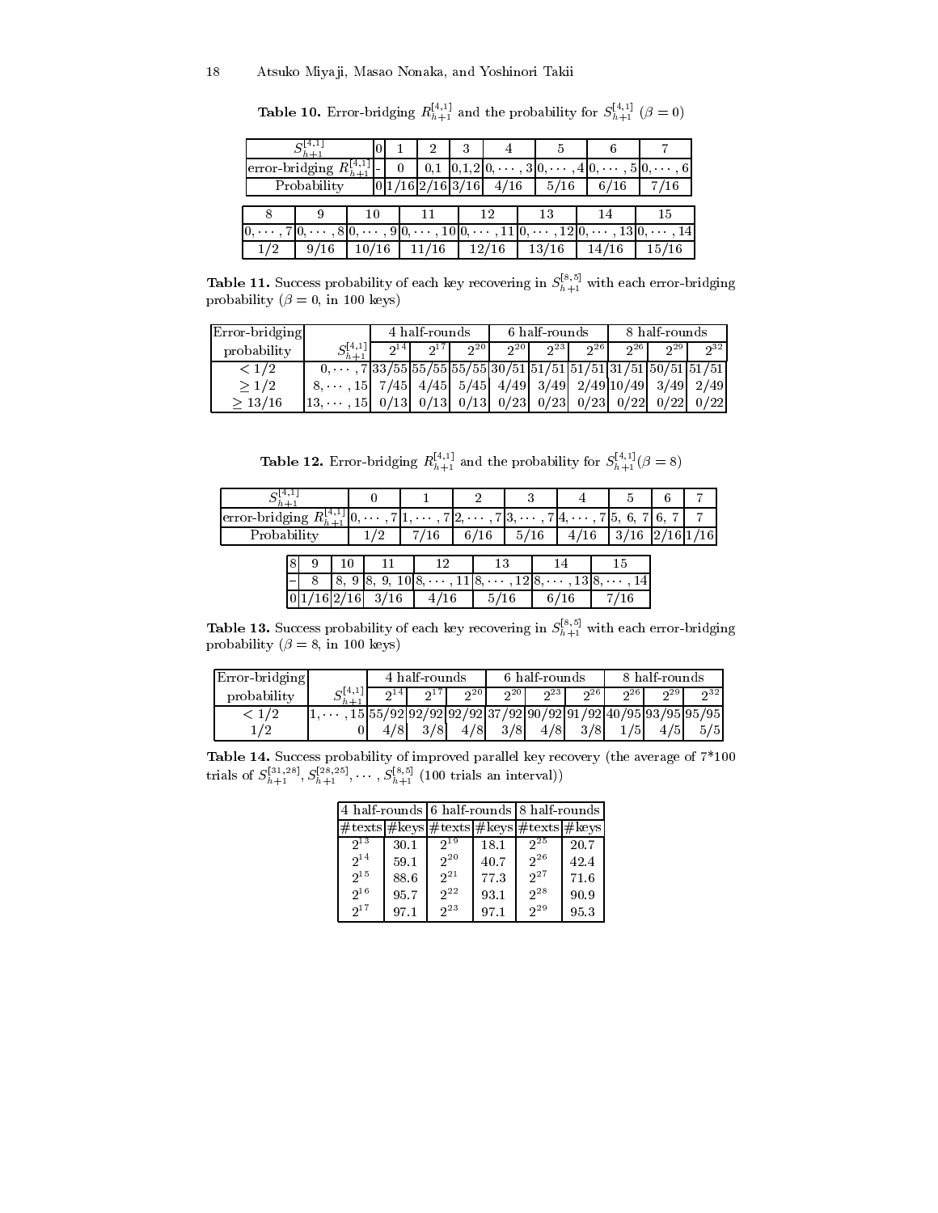**Table 10.** Error-bridging $R_{h+1}^{[4,1]}$ and the probability for $S_{h+1}^{[4,1]}$ ($\beta = 0$)

| $S_{h+1}^{[4,1]}$ | 0 | 1 | 2 | 3 | 4 | 5 | 6 | 7 |
|---|---|---|---|---|---|---|---|---|
| error-bridging $R_{h+1}^{[4,1]}$ | - | 0 | 0,1 | 0,1,2 | $0,\cdots,3$ | $0,\cdots,4$ | $0,\cdots,5$ | $0,\cdots,6$ |
| Probability | 0 | 1/16 | 2/16 | 3/16 | 4/16 | 5/16 | 6/16 | 7/16 |

| 8 | 9 | 10 | 11 | 12 | 13 | 14 | 15 |
|---|---|---|---|---|---|---|---|
| $0,\cdots,7$ | $0,\cdots,8$ | $0,\cdots,9$ | $0,\cdots,10$ | $0,\cdots,11$ | $0,\cdots,12$ | $0,\cdots,13$ | $0,\cdots,14$ |
| 1/2 | 9/16 | 10/16 | 11/16 | 12/16 | 13/16 | 14/16 | 15/16 |

**Table 11.** Success probability of each key recovering in $S_{h+1}^{[8,5]}$ with each error-bridging probability ($\beta = 0$, in 100 keys)

| Error-bridging | | 4 half-rounds | | | 6 half-rounds | | | 8 half-rounds | | |
|---|---|---|---|---|---|---|---|---|---|---|
| probability | $S_{h+1}^{[4,1]}$ | $2^{14}$ | $2^{17}$ | $2^{20}$ | $2^{20}$ | $2^{23}$ | $2^{26}$ | $2^{26}$ | $2^{29}$ | $2^{32}$ |
| $< 1/2$ | $0,\cdots,7$ | 33/55 | 55/55 | 55/55 | 30/51 | 51/51 | 51/51 | 31/51 | 50/51 | 51/51 |
| $\geq 1/2$ | $8,\cdots,15$ | 7/45 | 4/45 | 5/45 | 4/49 | 3/49 | 2/49 | 10/49 | 3/49 | 2/49 |
| $\geq 13/16$ | $13,\cdots,15$ | 0/13 | 0/13 | 0/13 | 0/23 | 0/23 | 0/23 | 0/22 | 0/22 | 0/22 |

**Table 12.** Error-bridging $R_{h+1}^{[4,1]}$ and the probability for $S_{h+1}^{[4,1]}$($\beta = 8$)

| $S_{h+1}^{[4,1]}$ | 0 | 1 | 2 | 3 | 4 | 5 | 6 | 7 |
|---|---|---|---|---|---|---|---|---|
| error-bridging $R_{h+1}^{[4,1]}$ | $0,\cdots,7$ | $1,\cdots,7$ | $2,\cdots,7$ | $3,\cdots,7$ | $4,\cdots,7$ | 5, 6, 7 | 6, 7 | 7 |
| Probability | 1/2 | 7/16 | 6/16 | 5/16 | 4/16 | 3/16 | 2/16 | 1/16 |

| 8 | 9 | 10 | 11 | 12 | 13 | 14 | 15 |
|---|---|---|---|---|---|---|---|
| - | 8 | 8, 9 | 8, 9, 10 | $8,\cdots,11$ | $8,\cdots,12$ | $8,\cdots,13$ | $8,\cdots,14$ |
| 0 | 1/16 | 2/16 | 3/16 | 4/16 | 5/16 | 6/16 | 7/16 |

**Table 13.** Success probability of each key recovering in $S_{h+1}^{[8,5]}$ with each error-bridging probability ($\beta = 8$, in 100 keys)

| Error-bridging | | 4 half-rounds | | | 6 half-rounds | | | 8 half-rounds | | |
|---|---|---|---|---|---|---|---|---|---|---|
| probability | $S_{h+1}^{[4,1]}$ | $2^{14}$ | $2^{17}$ | $2^{20}$ | $2^{20}$ | $2^{23}$ | $2^{26}$ | $2^{26}$ | $2^{29}$ | $2^{32}$ |
| $< 1/2$ | $1,\cdots,15$ | 55/92 | 92/92 | 92/92 | 37/92 | 90/92 | 91/92 | 40/95 | 93/95 | 95/95 |
| 1/2 | 0 | 4/8 | 3/8 | 4/8 | 3/8 | 4/8 | 3/8 | 1/5 | 4/5 | 5/5 |

**Table 14.** Success probability of improved parallel key recovery (the average of 7*100 trials of $S_{h+1}^{[31,28]}, S_{h+1}^{[28,25]}, \cdots, S_{h+1}^{[8,5]}$ (100 trials an interval))

| 4 half-rounds | | 6 half-rounds | | 8 half-rounds | |
|---|---|---|---|---|---|
| #texts | #keys | #texts | #keys | #texts | #keys |
| $2^{13}$ | 30.1 | $2^{19}$ | 18.1 | $2^{25}$ | 20.7 |
| $2^{14}$ | 59.1 | $2^{20}$ | 40.7 | $2^{26}$ | 42.4 |
| $2^{15}$ | 88.6 | $2^{21}$ | 77.3 | $2^{27}$ | 71.6 |
| $2^{16}$ | 95.7 | $2^{22}$ | 93.1 | $2^{28}$ | 90.9 |
| $2^{17}$ | 97.1 | $2^{23}$ | 97.1 | $2^{29}$ | 95.3 |